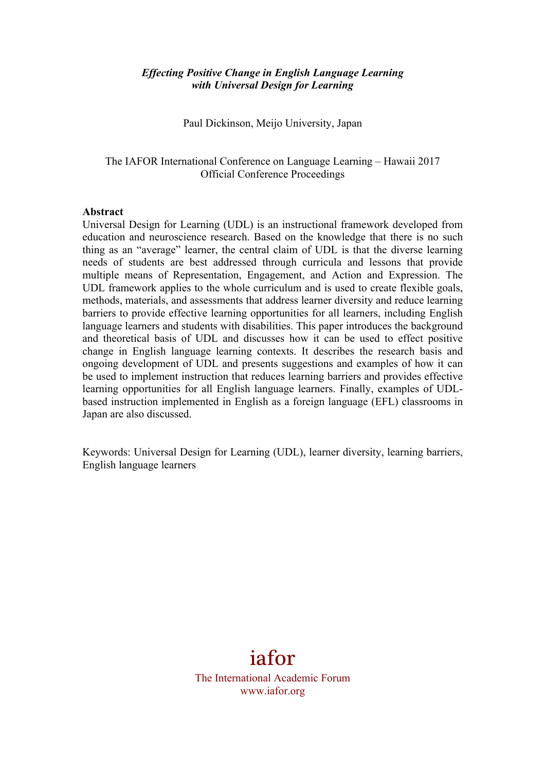***Effecting Positive Change in English Language Learning with Universal Design for Learning***

Paul Dickinson, Meijo University, Japan

The IAFOR International Conference on Language Learning – Hawaii 2017
Official Conference Proceedings

**Abstract**

Universal Design for Learning (UDL) is an instructional framework developed from education and neuroscience research. Based on the knowledge that there is no such thing as an "average" learner, the central claim of UDL is that the diverse learning needs of students are best addressed through curricula and lessons that provide multiple means of Representation, Engagement, and Action and Expression. The UDL framework applies to the whole curriculum and is used to create flexible goals, methods, materials, and assessments that address learner diversity and reduce learning barriers to provide effective learning opportunities for all learners, including English language learners and students with disabilities. This paper introduces the background and theoretical basis of UDL and discusses how it can be used to effect positive change in English language learning contexts. It describes the research basis and ongoing development of UDL and presents suggestions and examples of how it can be used to implement instruction that reduces learning barriers and provides effective learning opportunities for all English language learners. Finally, examples of UDL-based instruction implemented in English as a foreign language (EFL) classrooms in Japan are also discussed.

Keywords: Universal Design for Learning (UDL), learner diversity, learning barriers, English language learners

iafor
The International Academic Forum
www.iafor.org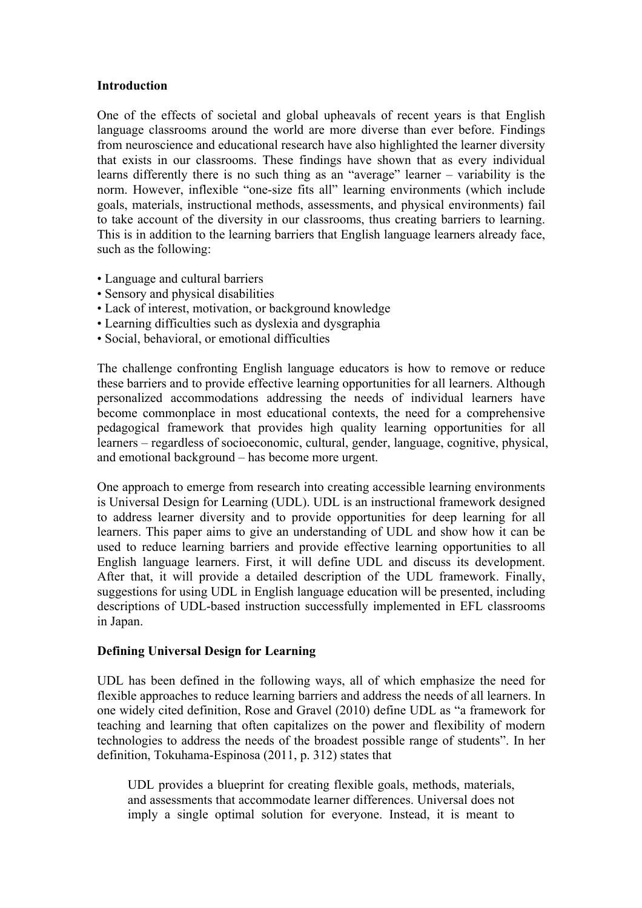## Introduction

One of the effects of societal and global upheavals of recent years is that English language classrooms around the world are more diverse than ever before. Findings from neuroscience and educational research have also highlighted the learner diversity that exists in our classrooms. These findings have shown that as every individual learns differently there is no such thing as an "average" learner – variability is the norm. However, inflexible "one-size fits all" learning environments (which include goals, materials, instructional methods, assessments, and physical environments) fail to take account of the diversity in our classrooms, thus creating barriers to learning. This is in addition to the learning barriers that English language learners already face, such as the following:

- Language and cultural barriers
- Sensory and physical disabilities
- Lack of interest, motivation, or background knowledge
- Learning difficulties such as dyslexia and dysgraphia
- Social, behavioral, or emotional difficulties

The challenge confronting English language educators is how to remove or reduce these barriers and to provide effective learning opportunities for all learners. Although personalized accommodations addressing the needs of individual learners have become commonplace in most educational contexts, the need for a comprehensive pedagogical framework that provides high quality learning opportunities for all learners – regardless of socioeconomic, cultural, gender, language, cognitive, physical, and emotional background – has become more urgent.

One approach to emerge from research into creating accessible learning environments is Universal Design for Learning (UDL). UDL is an instructional framework designed to address learner diversity and to provide opportunities for deep learning for all learners. This paper aims to give an understanding of UDL and show how it can be used to reduce learning barriers and provide effective learning opportunities to all English language learners. First, it will define UDL and discuss its development. After that, it will provide a detailed description of the UDL framework. Finally, suggestions for using UDL in English language education will be presented, including descriptions of UDL-based instruction successfully implemented in EFL classrooms in Japan.

## Defining Universal Design for Learning

UDL has been defined in the following ways, all of which emphasize the need for flexible approaches to reduce learning barriers and address the needs of all learners. In one widely cited definition, Rose and Gravel (2010) define UDL as "a framework for teaching and learning that often capitalizes on the power and flexibility of modern technologies to address the needs of the broadest possible range of students". In her definition, Tokuhama-Espinosa (2011, p. 312) states that

> UDL provides a blueprint for creating flexible goals, methods, materials, and assessments that accommodate learner differences. Universal does not imply a single optimal solution for everyone. Instead, it is meant to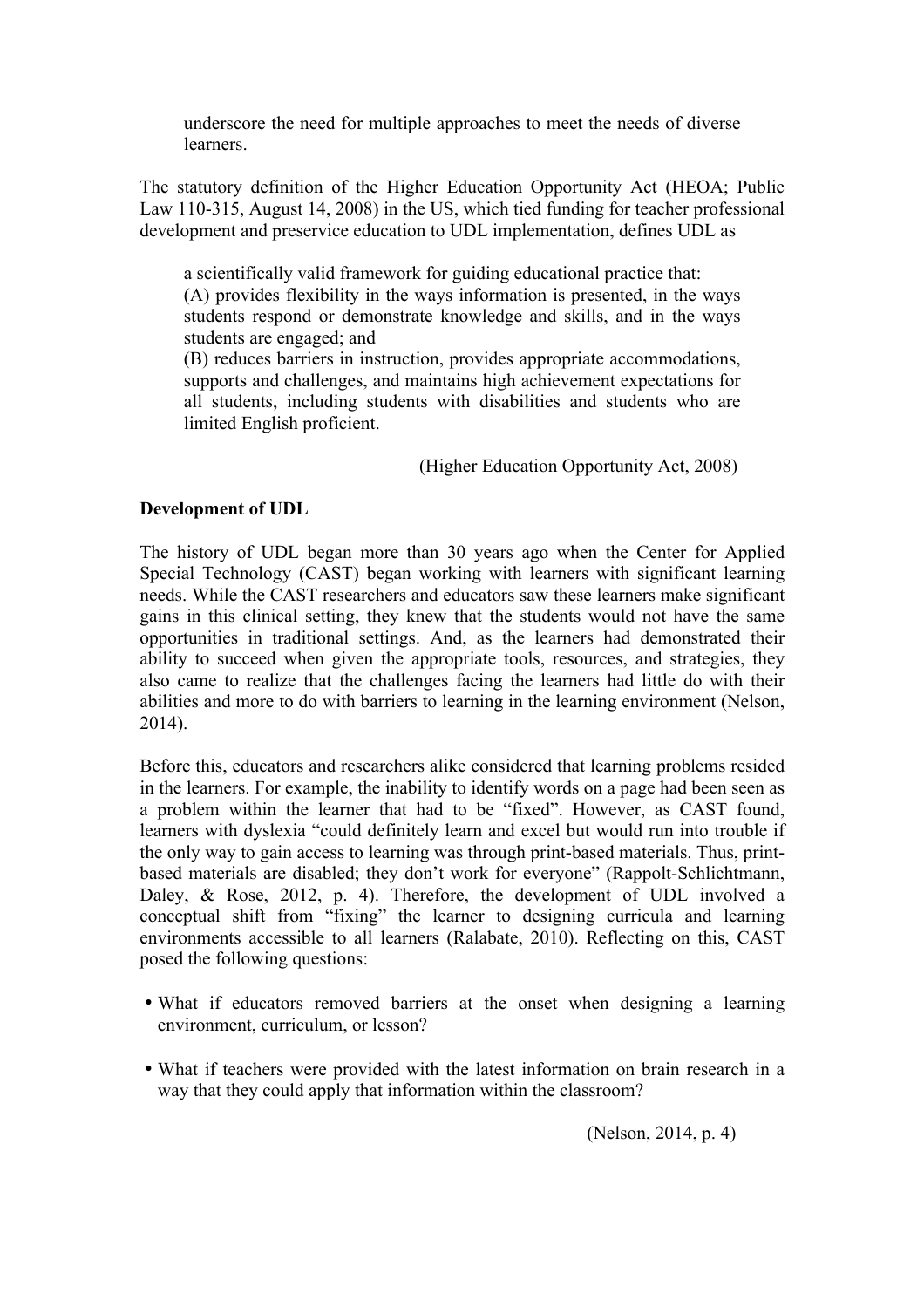> underscore the need for multiple approaches to meet the needs of diverse learners.

The statutory definition of the Higher Education Opportunity Act (HEOA; Public Law 110-315, August 14, 2008) in the US, which tied funding for teacher professional development and preservice education to UDL implementation, defines UDL as

> a scientifically valid framework for guiding educational practice that:
> (A) provides flexibility in the ways information is presented, in the ways students respond or demonstrate knowledge and skills, and in the ways students are engaged; and
> (B) reduces barriers in instruction, provides appropriate accommodations, supports and challenges, and maintains high achievement expectations for all students, including students with disabilities and students who are limited English proficient.
>
> (Higher Education Opportunity Act, 2008)

**Development of UDL**

The history of UDL began more than 30 years ago when the Center for Applied Special Technology (CAST) began working with learners with significant learning needs. While the CAST researchers and educators saw these learners make significant gains in this clinical setting, they knew that the students would not have the same opportunities in traditional settings. And, as the learners had demonstrated their ability to succeed when given the appropriate tools, resources, and strategies, they also came to realize that the challenges facing the learners had little do with their abilities and more to do with barriers to learning in the learning environment (Nelson, 2014).

Before this, educators and researchers alike considered that learning problems resided in the learners. For example, the inability to identify words on a page had been seen as a problem within the learner that had to be "fixed". However, as CAST found, learners with dyslexia "could definitely learn and excel but would run into trouble if the only way to gain access to learning was through print-based materials. Thus, print-based materials are disabled; they don't work for everyone" (Rappolt-Schlichtmann, Daley, & Rose, 2012, p. 4). Therefore, the development of UDL involved a conceptual shift from "fixing" the learner to designing curricula and learning environments accessible to all learners (Ralabate, 2010). Reflecting on this, CAST posed the following questions:

- What if educators removed barriers at the onset when designing a learning environment, curriculum, or lesson?
- What if teachers were provided with the latest information on brain research in a way that they could apply that information within the classroom?

(Nelson, 2014, p. 4)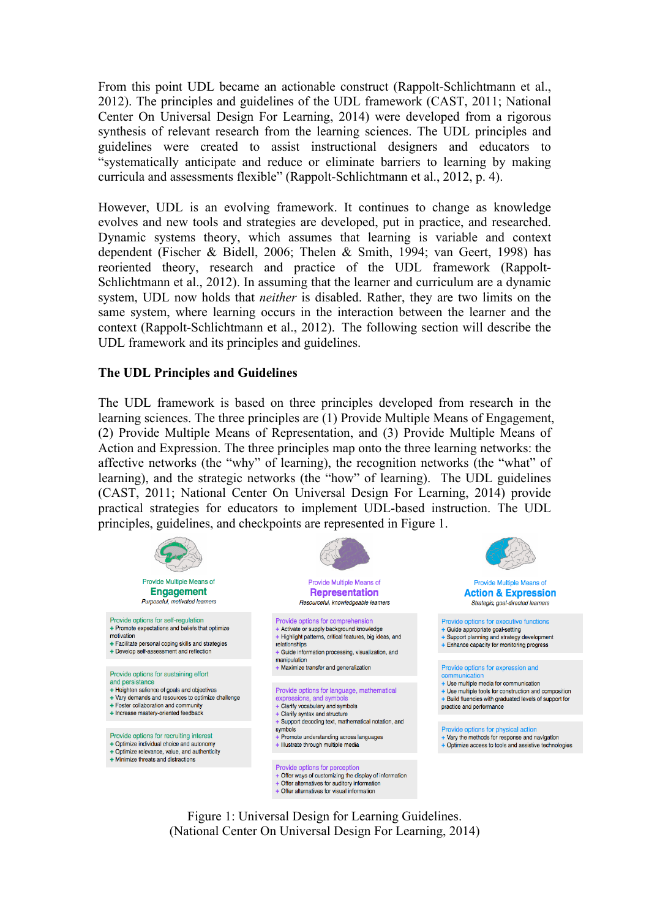From this point UDL became an actionable construct (Rappolt-Schlichtmann et al., 2012). The principles and guidelines of the UDL framework (CAST, 2011; National Center On Universal Design For Learning, 2014) were developed from a rigorous synthesis of relevant research from the learning sciences. The UDL principles and guidelines were created to assist instructional designers and educators to "systematically anticipate and reduce or eliminate barriers to learning by making curricula and assessments flexible" (Rappolt-Schlichtmann et al., 2012, p. 4).

However, UDL is an evolving framework. It continues to change as knowledge evolves and new tools and strategies are developed, put in practice, and researched. Dynamic systems theory, which assumes that learning is variable and context dependent (Fischer & Bidell, 2006; Thelen & Smith, 1994; van Geert, 1998) has reoriented theory, research and practice of the UDL framework (Rappolt-Schlichtmann et al., 2012). In assuming that the learner and curriculum are a dynamic system, UDL now holds that *neither* is disabled. Rather, they are two limits on the same system, where learning occurs in the interaction between the learner and the context (Rappolt-Schlichtmann et al., 2012). The following section will describe the UDL framework and its principles and guidelines.

**The UDL Principles and Guidelines**

The UDL framework is based on three principles developed from research in the learning sciences. The three principles are (1) Provide Multiple Means of Engagement, (2) Provide Multiple Means of Representation, and (3) Provide Multiple Means of Action and Expression. The three principles map onto the three learning networks: the affective networks (the "why" of learning), the recognition networks (the "what" of learning), and the strategic networks (the "how" of learning). The UDL guidelines (CAST, 2011; National Center On Universal Design For Learning, 2014) provide practical strategies for educators to implement UDL-based instruction. The UDL principles, guidelines, and checkpoints are represented in Figure 1.

| Provide Multiple Means of **Engagement** *Purposeful, motivated learners* | Provide Multiple Means of **Representation** *Resourceful, knowledgeable learners* | Provide Multiple Means of **Action & Expression** *Strategic, goal-directed learners* |
|---|---|---|
| Provide options for self-regulation<br>+ Promote expectations and beliefs that optimize motivation<br>+ Facilitate personal coping skills and strategies<br>+ Develop self-assessment and reflection | Provide options for comprehension<br>+ Activate or supply background knowledge<br>+ Highlight patterns, critical features, big ideas, and relationships<br>+ Guide information processing, visualization, and manipulation<br>+ Maximize transfer and generalization | Provide options for executive functions<br>+ Guide appropriate goal-setting<br>+ Support planning and strategy development<br>+ Enhance capacity for monitoring progress |
| Provide options for sustaining effort and persistance<br>+ Heighten salience of goals and objectives<br>+ Vary demands and resources to optimize challenge<br>+ Foster collaboration and community<br>+ Increase mastery-oriented feedback | Provide options for language, mathematical expressions, and symbols<br>+ Clarify vocabulary and symbols<br>+ Clarify syntax and structure<br>+ Support decoding text, mathematical notation, and symbols<br>+ Promote understanding across languages<br>+ Illustrate through multiple media | Provide options for expression and communication<br>+ Use multiple media for communication<br>+ Use multiple tools for construction and composition<br>+ Build fluencies with graduated levels of support for practice and performance |
| Provide options for recruiting interest<br>+ Optimize individual choice and autonomy<br>+ Optimize relevance, value, and authenticity<br>+ Minimize threats and distractions | Provide options for perception<br>+ Offer ways of customizing the display of information<br>+ Offer alternatives for auditory information<br>+ Offer alternatives for visual information | Provide options for physical action<br>+ Vary the methods for response and navigation<br>+ Optimize access to tools and assistive technologies |

Figure 1: Universal Design for Learning Guidelines.
(National Center On Universal Design For Learning, 2014)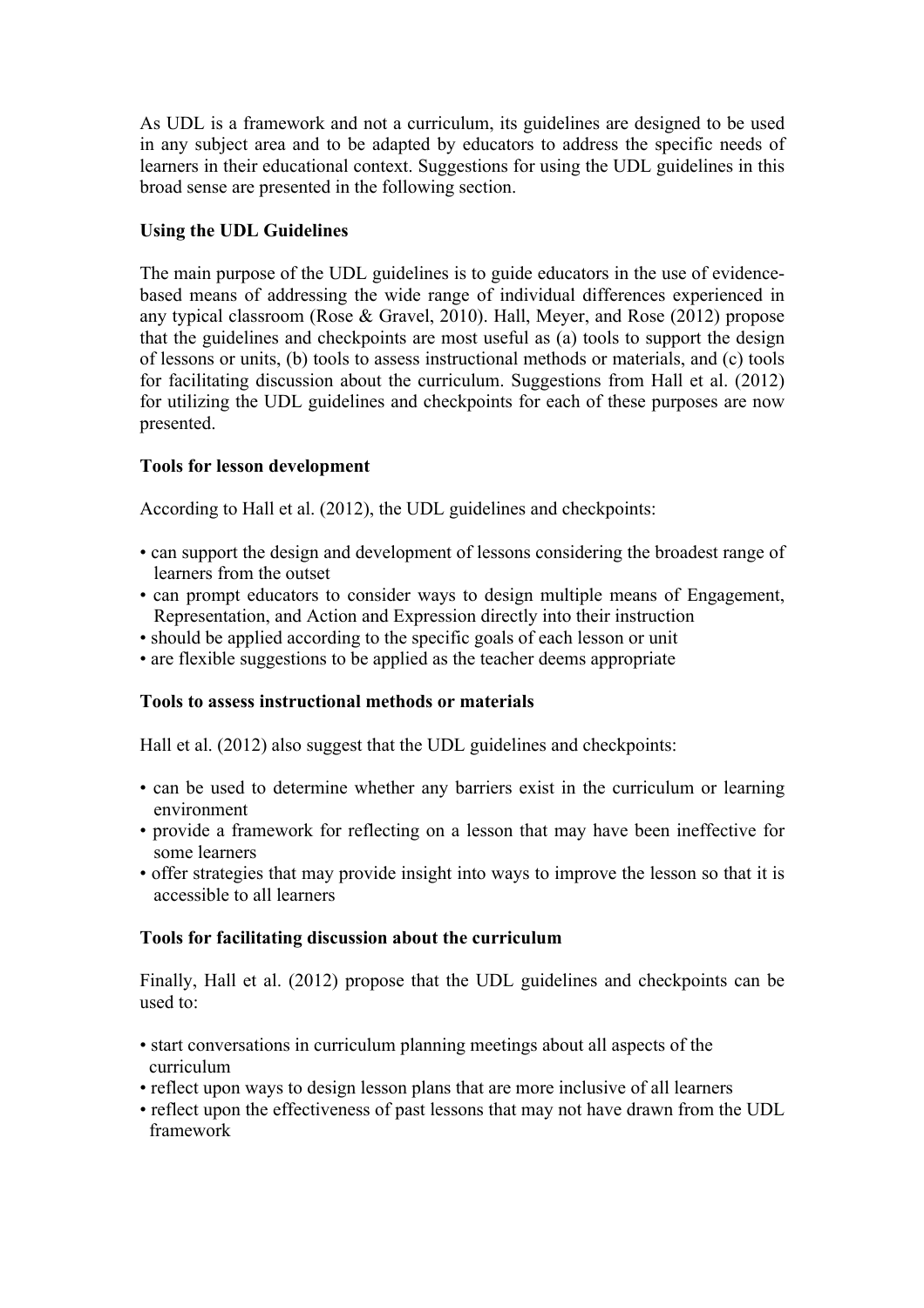As UDL is a framework and not a curriculum, its guidelines are designed to be used in any subject area and to be adapted by educators to address the specific needs of learners in their educational context. Suggestions for using the UDL guidelines in this broad sense are presented in the following section.

### Using the UDL Guidelines

The main purpose of the UDL guidelines is to guide educators in the use of evidence-based means of addressing the wide range of individual differences experienced in any typical classroom (Rose & Gravel, 2010). Hall, Meyer, and Rose (2012) propose that the guidelines and checkpoints are most useful as (a) tools to support the design of lessons or units, (b) tools to assess instructional methods or materials, and (c) tools for facilitating discussion about the curriculum. Suggestions from Hall et al. (2012) for utilizing the UDL guidelines and checkpoints for each of these purposes are now presented.

#### Tools for lesson development

According to Hall et al. (2012), the UDL guidelines and checkpoints:

- can support the design and development of lessons considering the broadest range of learners from the outset
- can prompt educators to consider ways to design multiple means of Engagement, Representation, and Action and Expression directly into their instruction
- should be applied according to the specific goals of each lesson or unit
- are flexible suggestions to be applied as the teacher deems appropriate

#### Tools to assess instructional methods or materials

Hall et al. (2012) also suggest that the UDL guidelines and checkpoints:

- can be used to determine whether any barriers exist in the curriculum or learning environment
- provide a framework for reflecting on a lesson that may have been ineffective for some learners
- offer strategies that may provide insight into ways to improve the lesson so that it is accessible to all learners

#### Tools for facilitating discussion about the curriculum

Finally, Hall et al. (2012) propose that the UDL guidelines and checkpoints can be used to:

- start conversations in curriculum planning meetings about all aspects of the curriculum
- reflect upon ways to design lesson plans that are more inclusive of all learners
- reflect upon the effectiveness of past lessons that may not have drawn from the UDL framework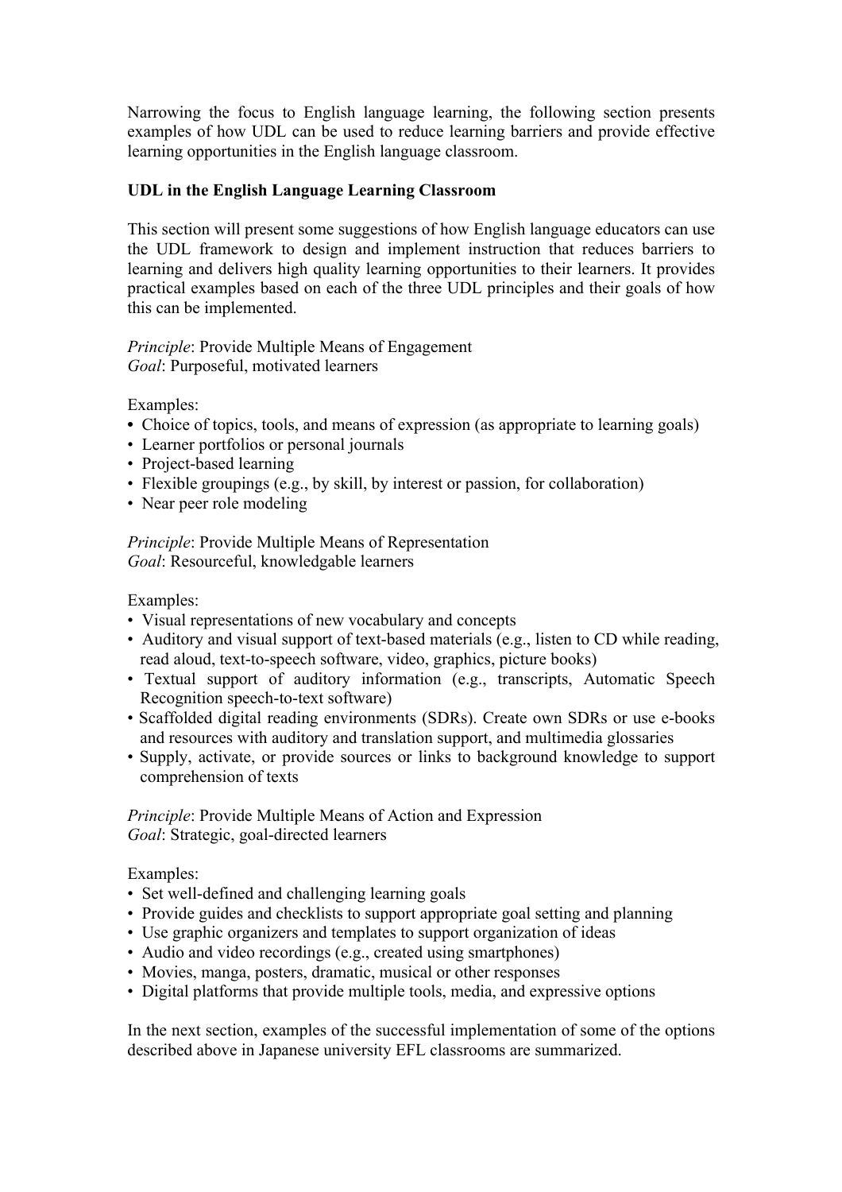Narrowing the focus to English language learning, the following section presents examples of how UDL can be used to reduce learning barriers and provide effective learning opportunities in the English language classroom.

**UDL in the English Language Learning Classroom**

This section will present some suggestions of how English language educators can use the UDL framework to design and implement instruction that reduces barriers to learning and delivers high quality learning opportunities to their learners. It provides practical examples based on each of the three UDL principles and their goals of how this can be implemented.

*Principle*: Provide Multiple Means of Engagement
*Goal*: Purposeful, motivated learners

Examples:

- Choice of topics, tools, and means of expression (as appropriate to learning goals)
- Learner portfolios or personal journals
- Project-based learning
- Flexible groupings (e.g., by skill, by interest or passion, for collaboration)
- Near peer role modeling

*Principle*: Provide Multiple Means of Representation
*Goal*: Resourceful, knowledgable learners

Examples:

- Visual representations of new vocabulary and concepts
- Auditory and visual support of text-based materials (e.g., listen to CD while reading, read aloud, text-to-speech software, video, graphics, picture books)
- Textual support of auditory information (e.g., transcripts, Automatic Speech Recognition speech-to-text software)
- Scaffolded digital reading environments (SDRs). Create own SDRs or use e-books and resources with auditory and translation support, and multimedia glossaries
- Supply, activate, or provide sources or links to background knowledge to support comprehension of texts

*Principle*: Provide Multiple Means of Action and Expression
*Goal*: Strategic, goal-directed learners

Examples:

- Set well-defined and challenging learning goals
- Provide guides and checklists to support appropriate goal setting and planning
- Use graphic organizers and templates to support organization of ideas
- Audio and video recordings (e.g., created using smartphones)
- Movies, manga, posters, dramatic, musical or other responses
- Digital platforms that provide multiple tools, media, and expressive options

In the next section, examples of the successful implementation of some of the options described above in Japanese university EFL classrooms are summarized.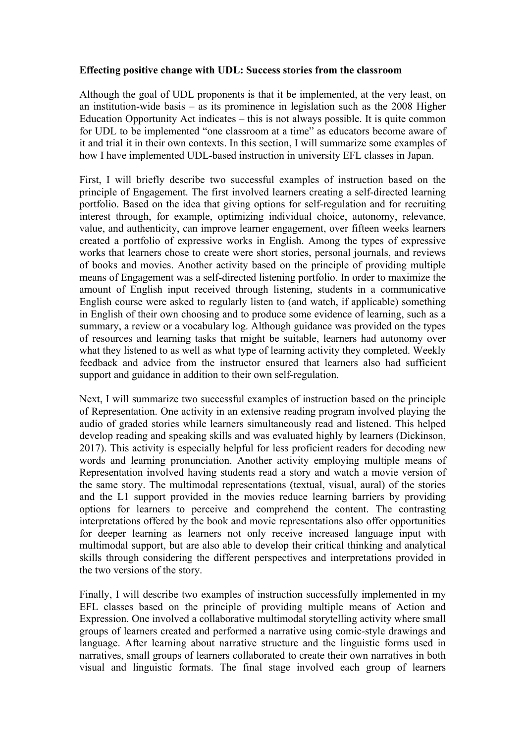**Effecting positive change with UDL: Success stories from the classroom**

Although the goal of UDL proponents is that it be implemented, at the very least, on an institution-wide basis – as its prominence in legislation such as the 2008 Higher Education Opportunity Act indicates – this is not always possible. It is quite common for UDL to be implemented "one classroom at a time" as educators become aware of it and trial it in their own contexts. In this section, I will summarize some examples of how I have implemented UDL-based instruction in university EFL classes in Japan.

First, I will briefly describe two successful examples of instruction based on the principle of Engagement. The first involved learners creating a self-directed learning portfolio. Based on the idea that giving options for self-regulation and for recruiting interest through, for example, optimizing individual choice, autonomy, relevance, value, and authenticity, can improve learner engagement, over fifteen weeks learners created a portfolio of expressive works in English. Among the types of expressive works that learners chose to create were short stories, personal journals, and reviews of books and movies. Another activity based on the principle of providing multiple means of Engagement was a self-directed listening portfolio. In order to maximize the amount of English input received through listening, students in a communicative English course were asked to regularly listen to (and watch, if applicable) something in English of their own choosing and to produce some evidence of learning, such as a summary, a review or a vocabulary log. Although guidance was provided on the types of resources and learning tasks that might be suitable, learners had autonomy over what they listened to as well as what type of learning activity they completed. Weekly feedback and advice from the instructor ensured that learners also had sufficient support and guidance in addition to their own self-regulation.

Next, I will summarize two successful examples of instruction based on the principle of Representation. One activity in an extensive reading program involved playing the audio of graded stories while learners simultaneously read and listened. This helped develop reading and speaking skills and was evaluated highly by learners (Dickinson, 2017). This activity is especially helpful for less proficient readers for decoding new words and learning pronunciation. Another activity employing multiple means of Representation involved having students read a story and watch a movie version of the same story. The multimodal representations (textual, visual, aural) of the stories and the L1 support provided in the movies reduce learning barriers by providing options for learners to perceive and comprehend the content. The contrasting interpretations offered by the book and movie representations also offer opportunities for deeper learning as learners not only receive increased language input with multimodal support, but are also able to develop their critical thinking and analytical skills through considering the different perspectives and interpretations provided in the two versions of the story.

Finally, I will describe two examples of instruction successfully implemented in my EFL classes based on the principle of providing multiple means of Action and Expression. One involved a collaborative multimodal storytelling activity where small groups of learners created and performed a narrative using comic-style drawings and language. After learning about narrative structure and the linguistic forms used in narratives, small groups of learners collaborated to create their own narratives in both visual and linguistic formats. The final stage involved each group of learners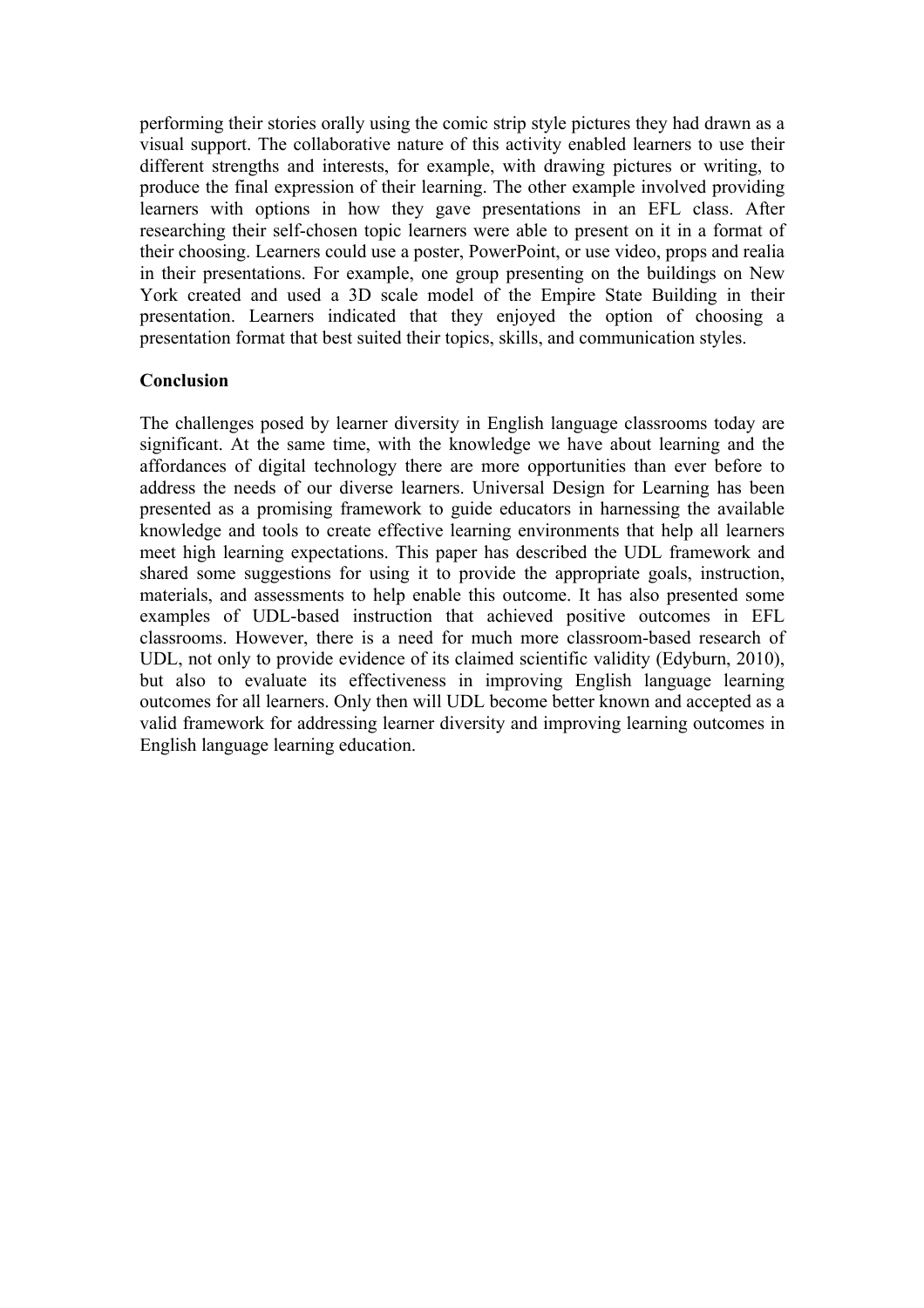performing their stories orally using the comic strip style pictures they had drawn as a visual support. The collaborative nature of this activity enabled learners to use their different strengths and interests, for example, with drawing pictures or writing, to produce the final expression of their learning. The other example involved providing learners with options in how they gave presentations in an EFL class. After researching their self-chosen topic learners were able to present on it in a format of their choosing. Learners could use a poster, PowerPoint, or use video, props and realia in their presentations. For example, one group presenting on the buildings on New York created and used a 3D scale model of the Empire State Building in their presentation. Learners indicated that they enjoyed the option of choosing a presentation format that best suited their topics, skills, and communication styles.

**Conclusion**

The challenges posed by learner diversity in English language classrooms today are significant. At the same time, with the knowledge we have about learning and the affordances of digital technology there are more opportunities than ever before to address the needs of our diverse learners. Universal Design for Learning has been presented as a promising framework to guide educators in harnessing the available knowledge and tools to create effective learning environments that help all learners meet high learning expectations. This paper has described the UDL framework and shared some suggestions for using it to provide the appropriate goals, instruction, materials, and assessments to help enable this outcome. It has also presented some examples of UDL-based instruction that achieved positive outcomes in EFL classrooms. However, there is a need for much more classroom-based research of UDL, not only to provide evidence of its claimed scientific validity (Edyburn, 2010), but also to evaluate its effectiveness in improving English language learning outcomes for all learners. Only then will UDL become better known and accepted as a valid framework for addressing learner diversity and improving learning outcomes in English language learning education.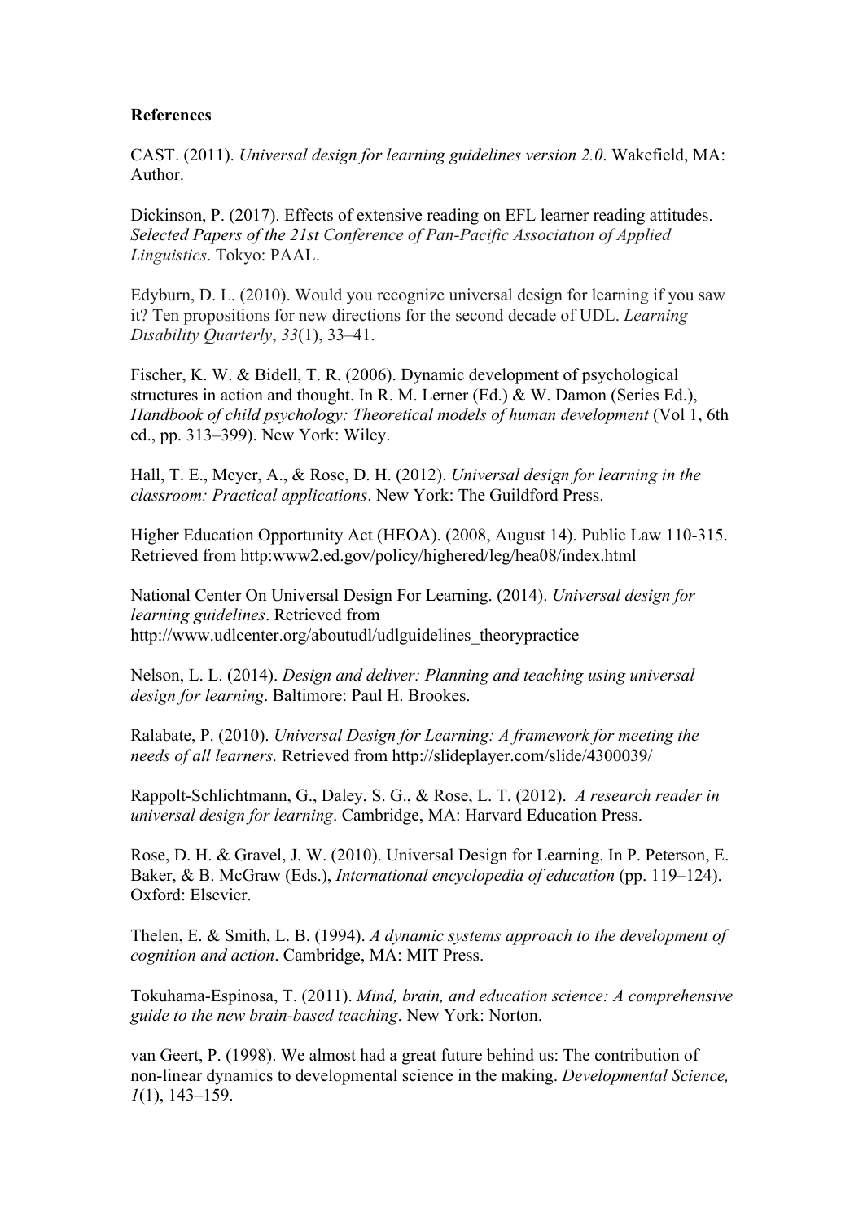**References**

CAST. (2011). *Universal design for learning guidelines version 2.0*. Wakefield, MA: Author.

Dickinson, P. (2017). Effects of extensive reading on EFL learner reading attitudes. *Selected Papers of the 21st Conference of Pan-Pacific Association of Applied Linguistics*. Tokyo: PAAL.

Edyburn, D. L. (2010). Would you recognize universal design for learning if you saw it? Ten propositions for new directions for the second decade of UDL. *Learning Disability Quarterly*, *33*(1), 33–41.

Fischer, K. W. & Bidell, T. R. (2006). Dynamic development of psychological structures in action and thought. In R. M. Lerner (Ed.) & W. Damon (Series Ed.), *Handbook of child psychology: Theoretical models of human development* (Vol 1, 6th ed., pp. 313–399). New York: Wiley.

Hall, T. E., Meyer, A., & Rose, D. H. (2012). *Universal design for learning in the classroom: Practical applications*. New York: The Guildford Press.

Higher Education Opportunity Act (HEOA). (2008, August 14). Public Law 110-315. Retrieved from http:www2.ed.gov/policy/highered/leg/hea08/index.html

National Center On Universal Design For Learning. (2014). *Universal design for learning guidelines*. Retrieved from http://www.udlcenter.org/aboutudl/udlguidelines_theorypractice

Nelson, L. L. (2014). *Design and deliver: Planning and teaching using universal design for learning*. Baltimore: Paul H. Brookes.

Ralabate, P. (2010). *Universal Design for Learning: A framework for meeting the needs of all learners.* Retrieved from http://slideplayer.com/slide/4300039/

Rappolt-Schlichtmann, G., Daley, S. G., & Rose, L. T. (2012). *A research reader in universal design for learning*. Cambridge, MA: Harvard Education Press.

Rose, D. H. & Gravel, J. W. (2010). Universal Design for Learning. In P. Peterson, E. Baker, & B. McGraw (Eds.), *International encyclopedia of education* (pp. 119–124). Oxford: Elsevier.

Thelen, E. & Smith, L. B. (1994). *A dynamic systems approach to the development of cognition and action*. Cambridge, MA: MIT Press.

Tokuhama-Espinosa, T. (2011). *Mind, brain, and education science: A comprehensive guide to the new brain-based teaching*. New York: Norton.

van Geert, P. (1998). We almost had a great future behind us: The contribution of non-linear dynamics to developmental science in the making. *Developmental Science, 1*(1), 143–159.